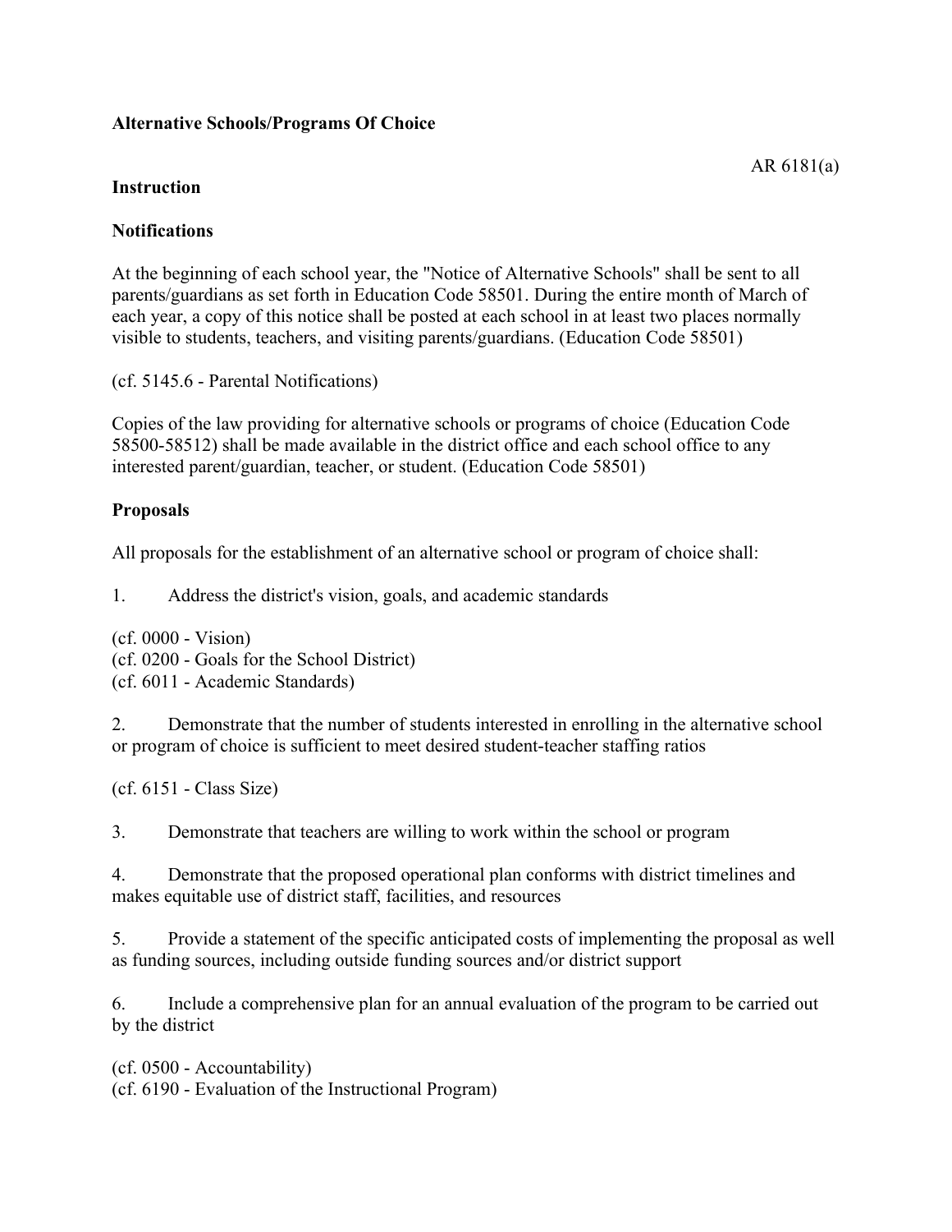**Alternative Schools/Programs Of Choice**

AR 6181(a)

**Instruction**

**Notifications**

At the beginning of each school year, the "Notice of Alternative Schools" shall be sent to all parents/guardians as set forth in Education Code 58501. During the entire month of March of each year, a copy of this notice shall be posted at each school in at least two places normally visible to students, teachers, and visiting parents/guardians. (Education Code 58501)

(cf. 5145.6 - Parental Notifications)

Copies of the law providing for alternative schools or programs of choice (Education Code 58500-58512) shall be made available in the district office and each school office to any interested parent/guardian, teacher, or student. (Education Code 58501)

**Proposals**

All proposals for the establishment of an alternative school or program of choice shall:

1. Address the district's vision, goals, and academic standards

(cf. 0000 - Vision)
(cf. 0200 - Goals for the School District)
(cf. 6011 - Academic Standards)

2. Demonstrate that the number of students interested in enrolling in the alternative school or program of choice is sufficient to meet desired student-teacher staffing ratios

(cf. 6151 - Class Size)

3. Demonstrate that teachers are willing to work within the school or program

4. Demonstrate that the proposed operational plan conforms with district timelines and makes equitable use of district staff, facilities, and resources

5. Provide a statement of the specific anticipated costs of implementing the proposal as well as funding sources, including outside funding sources and/or district support

6. Include a comprehensive plan for an annual evaluation of the program to be carried out by the district

(cf. 0500 - Accountability)
(cf. 6190 - Evaluation of the Instructional Program)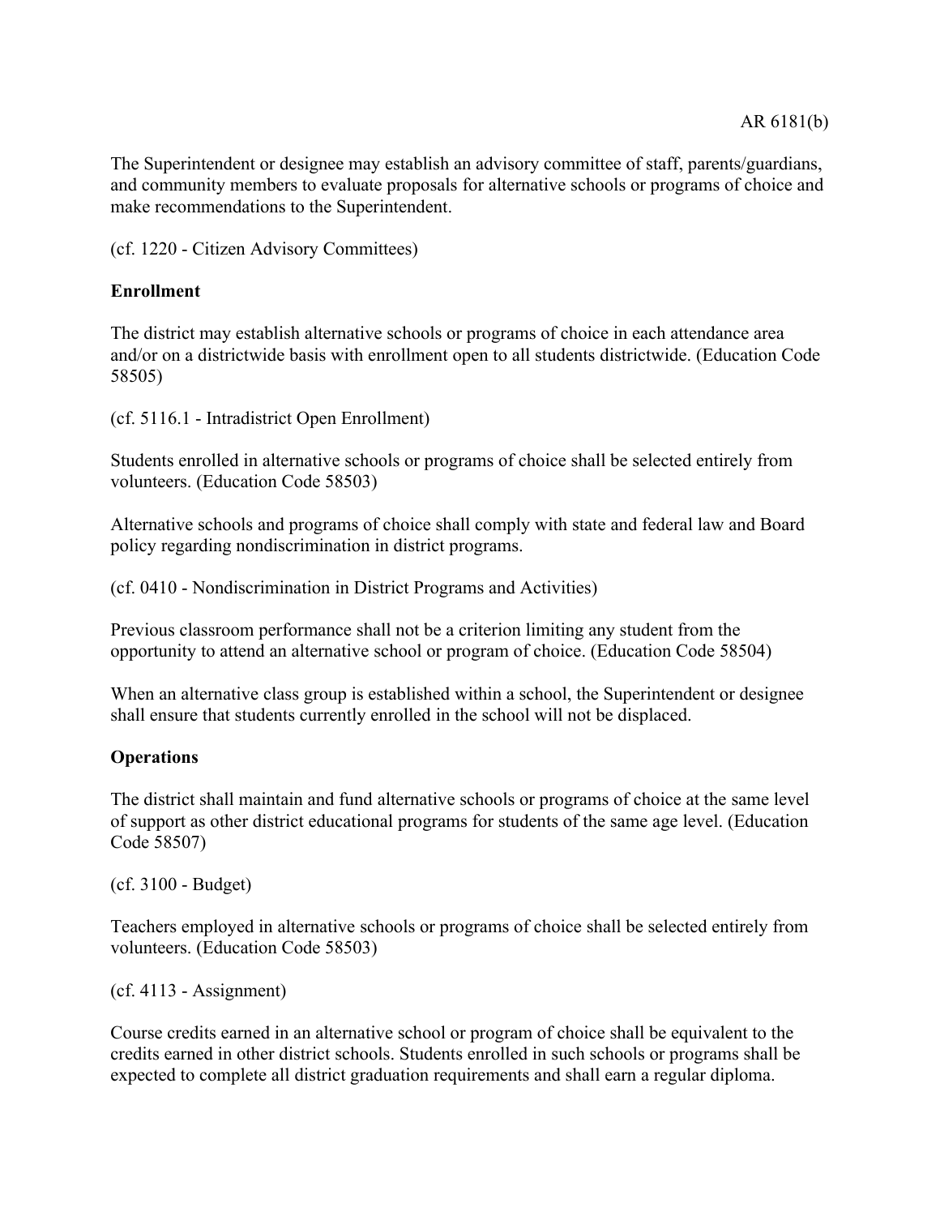The Superintendent or designee may establish an advisory committee of staff, parents/guardians, and community members to evaluate proposals for alternative schools or programs of choice and make recommendations to the Superintendent.

(cf. 1220 - Citizen Advisory Committees)

**Enrollment**

The district may establish alternative schools or programs of choice in each attendance area and/or on a districtwide basis with enrollment open to all students districtwide. (Education Code 58505)

(cf. 5116.1 - Intradistrict Open Enrollment)

Students enrolled in alternative schools or programs of choice shall be selected entirely from volunteers. (Education Code 58503)

Alternative schools and programs of choice shall comply with state and federal law and Board policy regarding nondiscrimination in district programs.

(cf. 0410 - Nondiscrimination in District Programs and Activities)

Previous classroom performance shall not be a criterion limiting any student from the opportunity to attend an alternative school or program of choice. (Education Code 58504)

When an alternative class group is established within a school, the Superintendent or designee shall ensure that students currently enrolled in the school will not be displaced.

**Operations**

The district shall maintain and fund alternative schools or programs of choice at the same level of support as other district educational programs for students of the same age level. (Education Code 58507)

(cf. 3100 - Budget)

Teachers employed in alternative schools or programs of choice shall be selected entirely from volunteers. (Education Code 58503)

(cf. 4113 - Assignment)

Course credits earned in an alternative school or program of choice shall be equivalent to the credits earned in other district schools. Students enrolled in such schools or programs shall be expected to complete all district graduation requirements and shall earn a regular diploma.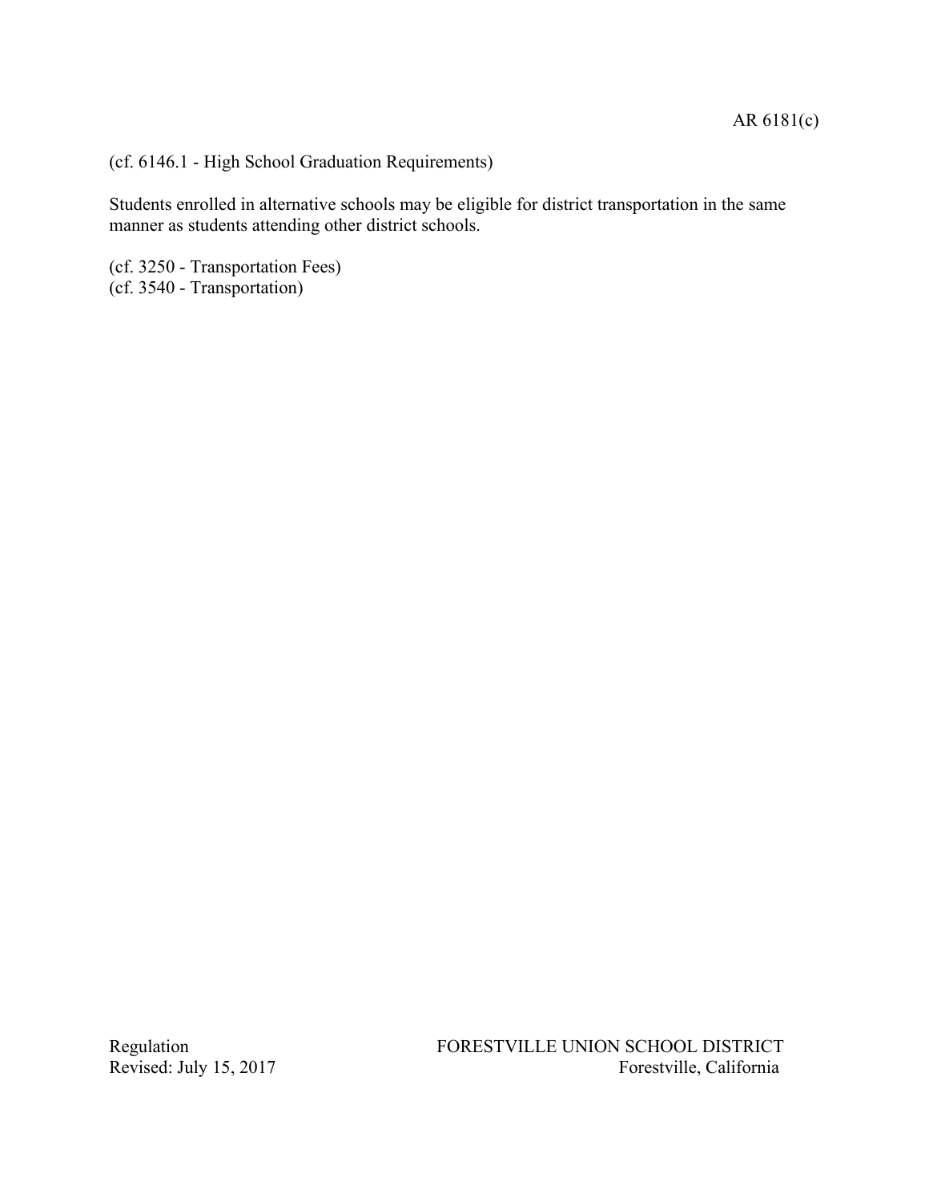(cf. 6146.1 - High School Graduation Requirements)

Students enrolled in alternative schools may be eligible for district transportation in the same manner as students attending other district schools.

(cf. 3250 - Transportation Fees)
(cf. 3540 - Transportation)

Regulation
Revised: July 15, 2017

FORESTVILLE UNION SCHOOL DISTRICT
Forestville, California